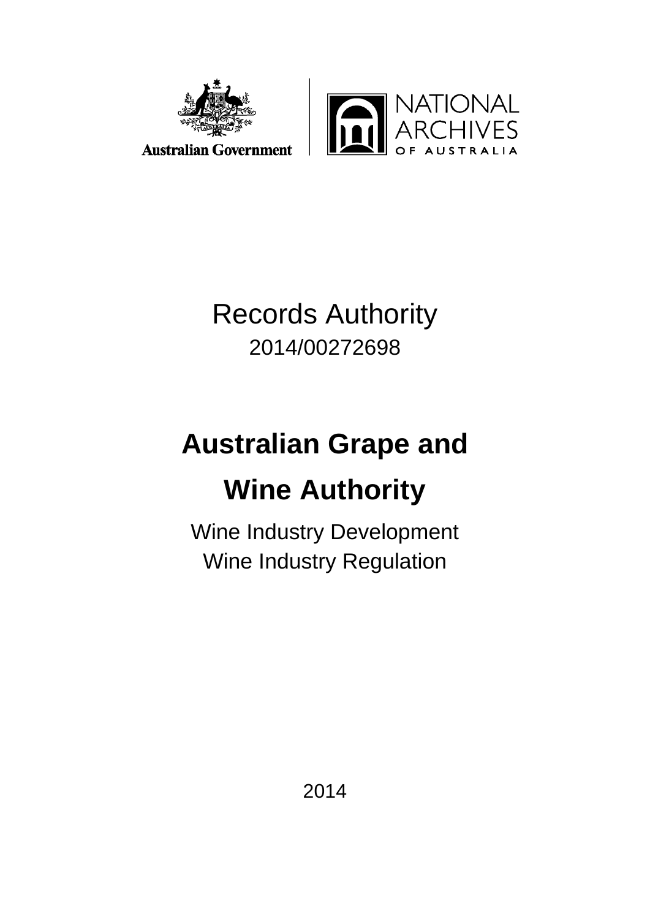Australian Government

NATIONAL ARCHIVES OF AUSTRALIA

Records Authority

2014/00272698

# Australian Grape and Wine Authority

Wine Industry Development

Wine Industry Regulation

2014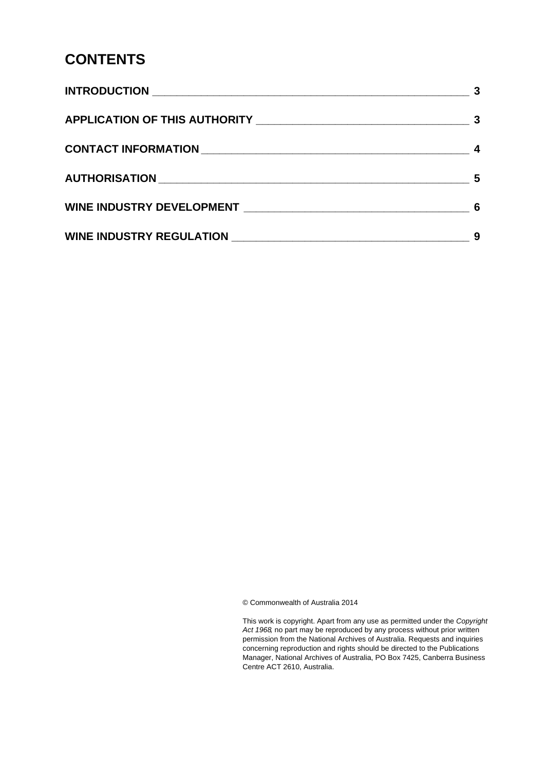# CONTENTS

| | |
|---|---|
| **INTRODUCTION** | **3** |
| **APPLICATION OF THIS AUTHORITY** | **3** |
| **CONTACT INFORMATION** | **4** |
| **AUTHORISATION** | **5** |
| **WINE INDUSTRY DEVELOPMENT** | **6** |
| **WINE INDUSTRY REGULATION** | **9** |

© Commonwealth of Australia 2014

This work is copyright. Apart from any use as permitted under the *Copyright Act 1968*, no part may be reproduced by any process without prior written permission from the National Archives of Australia. Requests and inquiries concerning reproduction and rights should be directed to the Publications Manager, National Archives of Australia, PO Box 7425, Canberra Business Centre ACT 2610, Australia.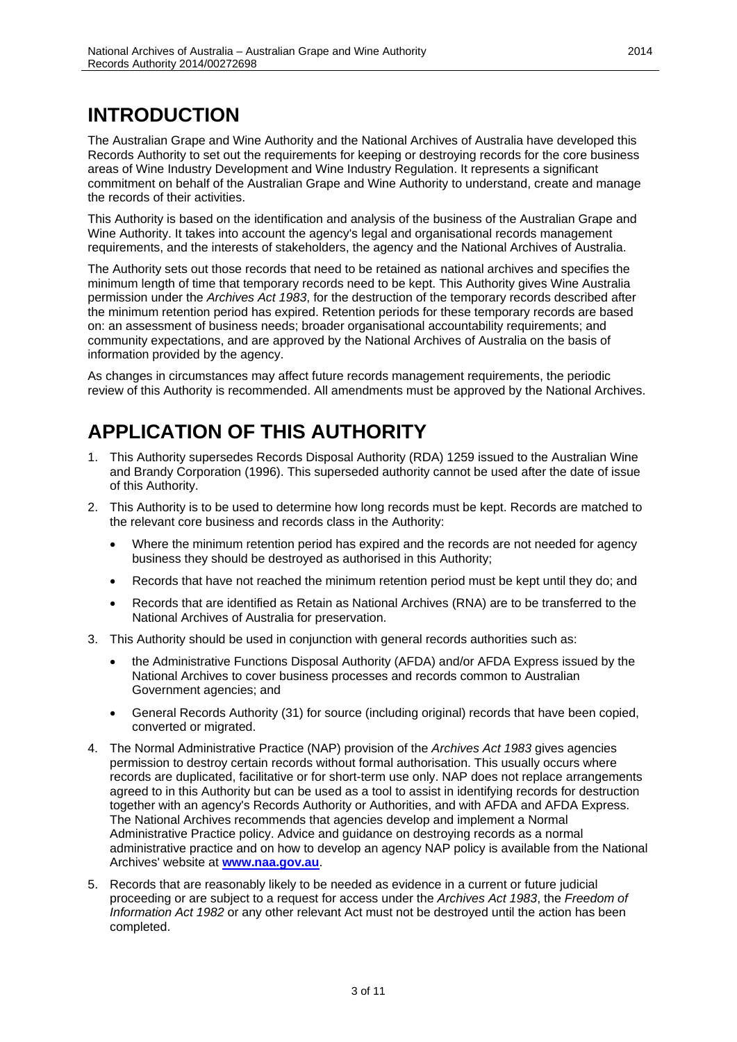# INTRODUCTION

The Australian Grape and Wine Authority and the National Archives of Australia have developed this Records Authority to set out the requirements for keeping or destroying records for the core business areas of Wine Industry Development and Wine Industry Regulation. It represents a significant commitment on behalf of the Australian Grape and Wine Authority to understand, create and manage the records of their activities.

This Authority is based on the identification and analysis of the business of the Australian Grape and Wine Authority. It takes into account the agency's legal and organisational records management requirements, and the interests of stakeholders, the agency and the National Archives of Australia.

The Authority sets out those records that need to be retained as national archives and specifies the minimum length of time that temporary records need to be kept. This Authority gives Wine Australia permission under the *Archives Act 1983*, for the destruction of the temporary records described after the minimum retention period has expired. Retention periods for these temporary records are based on: an assessment of business needs; broader organisational accountability requirements; and community expectations, and are approved by the National Archives of Australia on the basis of information provided by the agency.

As changes in circumstances may affect future records management requirements, the periodic review of this Authority is recommended. All amendments must be approved by the National Archives.

# APPLICATION OF THIS AUTHORITY

1. This Authority supersedes Records Disposal Authority (RDA) 1259 issued to the Australian Wine and Brandy Corporation (1996). This superseded authority cannot be used after the date of issue of this Authority.
2. This Authority is to be used to determine how long records must be kept. Records are matched to the relevant core business and records class in the Authority:
   - Where the minimum retention period has expired and the records are not needed for agency business they should be destroyed as authorised in this Authority;
   - Records that have not reached the minimum retention period must be kept until they do; and
   - Records that are identified as Retain as National Archives (RNA) are to be transferred to the National Archives of Australia for preservation.
3. This Authority should be used in conjunction with general records authorities such as:
   - the Administrative Functions Disposal Authority (AFDA) and/or AFDA Express issued by the National Archives to cover business processes and records common to Australian Government agencies; and
   - General Records Authority (31) for source (including original) records that have been copied, converted or migrated.
4. The Normal Administrative Practice (NAP) provision of the *Archives Act 1983* gives agencies permission to destroy certain records without formal authorisation. This usually occurs where records are duplicated, facilitative or for short-term use only. NAP does not replace arrangements agreed to in this Authority but can be used as a tool to assist in identifying records for destruction together with an agency's Records Authority or Authorities, and with AFDA and AFDA Express. The National Archives recommends that agencies develop and implement a Normal Administrative Practice policy. Advice and guidance on destroying records as a normal administrative practice and on how to develop an agency NAP policy is available from the National Archives' website at **www.naa.gov.au**.
5. Records that are reasonably likely to be needed as evidence in a current or future judicial proceeding or are subject to a request for access under the *Archives Act 1983*, the *Freedom of Information Act 1982* or any other relevant Act must not be destroyed until the action has been completed.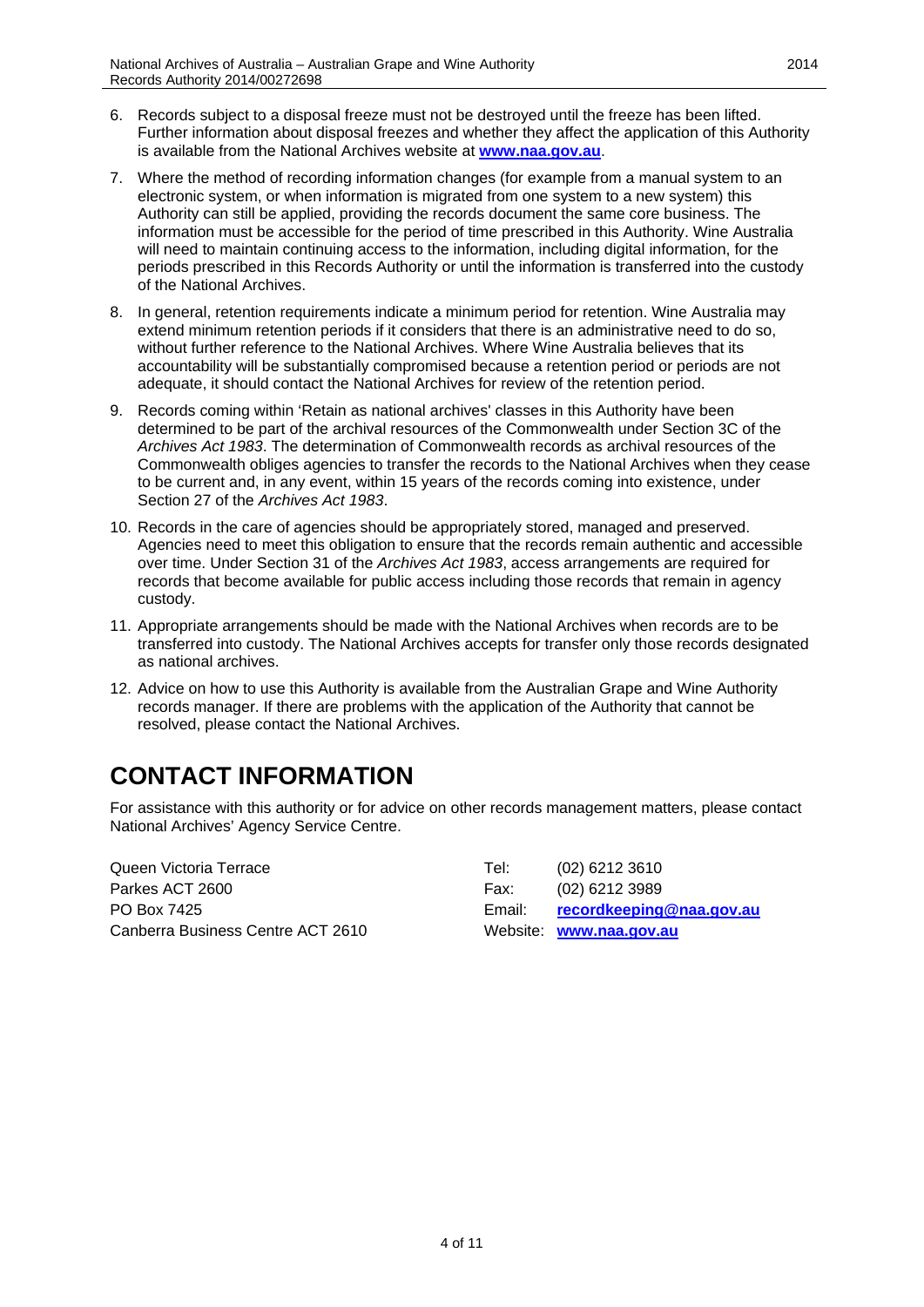6. Records subject to a disposal freeze must not be destroyed until the freeze has been lifted. Further information about disposal freezes and whether they affect the application of this Authority is available from the National Archives website at **www.naa.gov.au**.

7. Where the method of recording information changes (for example from a manual system to an electronic system, or when information is migrated from one system to a new system) this Authority can still be applied, providing the records document the same core business. The information must be accessible for the period of time prescribed in this Authority. Wine Australia will need to maintain continuing access to the information, including digital information, for the periods prescribed in this Records Authority or until the information is transferred into the custody of the National Archives.

8. In general, retention requirements indicate a minimum period for retention. Wine Australia may extend minimum retention periods if it considers that there is an administrative need to do so, without further reference to the National Archives. Where Wine Australia believes that its accountability will be substantially compromised because a retention period or periods are not adequate, it should contact the National Archives for review of the retention period.

9. Records coming within 'Retain as national archives' classes in this Authority have been determined to be part of the archival resources of the Commonwealth under Section 3C of the *Archives Act 1983*. The determination of Commonwealth records as archival resources of the Commonwealth obliges agencies to transfer the records to the National Archives when they cease to be current and, in any event, within 15 years of the records coming into existence, under Section 27 of the *Archives Act 1983*.

10. Records in the care of agencies should be appropriately stored, managed and preserved. Agencies need to meet this obligation to ensure that the records remain authentic and accessible over time. Under Section 31 of the *Archives Act 1983*, access arrangements are required for records that become available for public access including those records that remain in agency custody.

11. Appropriate arrangements should be made with the National Archives when records are to be transferred into custody. The National Archives accepts for transfer only those records designated as national archives.

12. Advice on how to use this Authority is available from the Australian Grape and Wine Authority records manager. If there are problems with the application of the Authority that cannot be resolved, please contact the National Archives.

# CONTACT INFORMATION

For assistance with this authority or for advice on other records management matters, please contact National Archives' Agency Service Centre.

Queen Victoria Terrace
Parkes ACT 2600
PO Box 7425
Canberra Business Centre ACT 2610

Tel: (02) 6212 3610
Fax: (02) 6212 3989
Email: **recordkeeping@naa.gov.au**
Website: **www.naa.gov.au**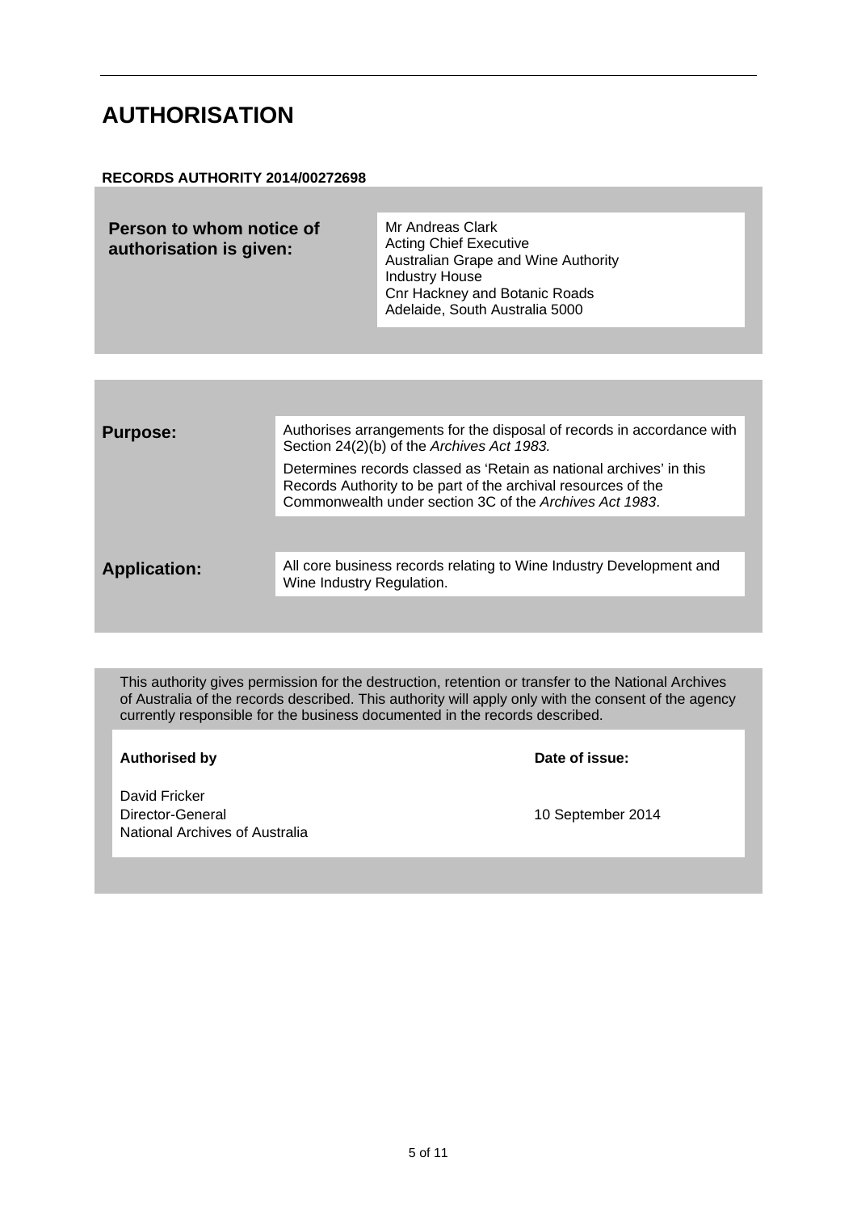# AUTHORISATION

**RECORDS AUTHORITY 2014/00272698**

| | |
|---|---|
| **Person to whom notice of authorisation is given:** | Mr Andreas Clark<br>Acting Chief Executive<br>Australian Grape and Wine Authority<br>Industry House<br>Cnr Hackney and Botanic Roads<br>Adelaide, South Australia 5000 |

| | |
|---|---|
| **Purpose:** | Authorises arrangements for the disposal of records in accordance with Section 24(2)(b) of the *Archives Act 1983.*<br><br>Determines records classed as 'Retain as national archives' in this Records Authority to be part of the archival resources of the Commonwealth under section 3C of the *Archives Act 1983*. |
| **Application:** | All core business records relating to Wine Industry Development and Wine Industry Regulation. |

This authority gives permission for the destruction, retention or transfer to the National Archives of Australia of the records described. This authority will apply only with the consent of the agency currently responsible for the business documented in the records described.

| **Authorised by** | **Date of issue:** |
|---|---|
| David Fricker<br>Director-General<br>National Archives of Australia | 10 September 2014 |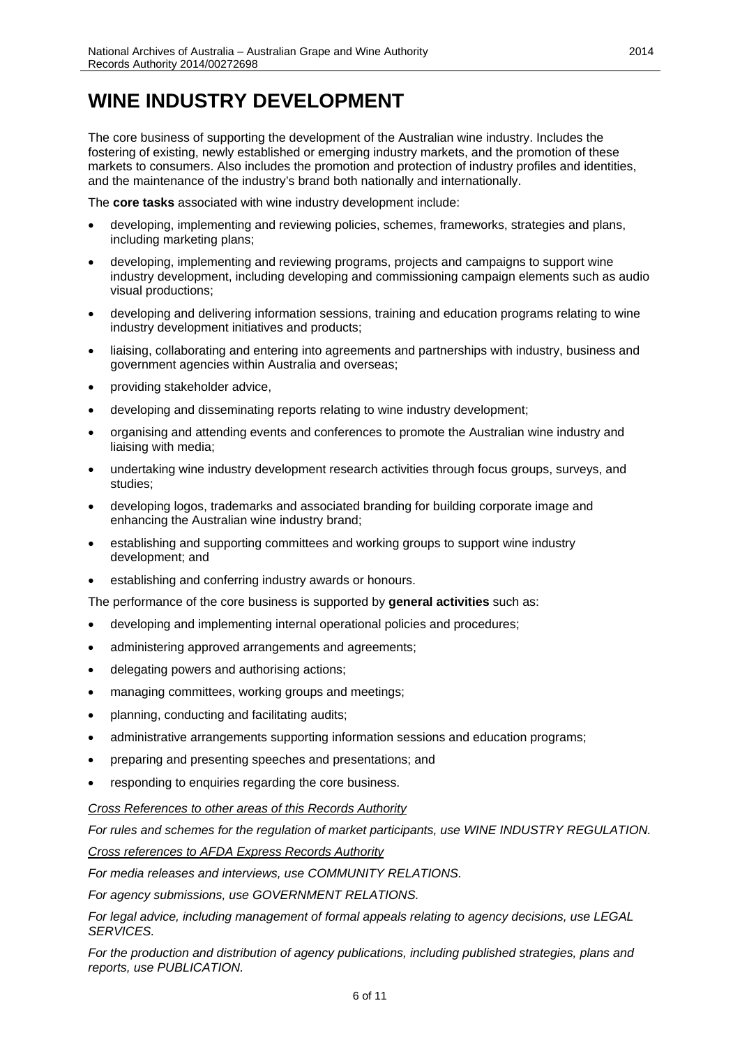# WINE INDUSTRY DEVELOPMENT

The core business of supporting the development of the Australian wine industry. Includes the fostering of existing, newly established or emerging industry markets, and the promotion of these markets to consumers. Also includes the promotion and protection of industry profiles and identities, and the maintenance of the industry's brand both nationally and internationally.

The **core tasks** associated with wine industry development include:

- developing, implementing and reviewing policies, schemes, frameworks, strategies and plans, including marketing plans;
- developing, implementing and reviewing programs, projects and campaigns to support wine industry development, including developing and commissioning campaign elements such as audio visual productions;
- developing and delivering information sessions, training and education programs relating to wine industry development initiatives and products;
- liaising, collaborating and entering into agreements and partnerships with industry, business and government agencies within Australia and overseas;
- providing stakeholder advice,
- developing and disseminating reports relating to wine industry development;
- organising and attending events and conferences to promote the Australian wine industry and liaising with media;
- undertaking wine industry development research activities through focus groups, surveys, and studies;
- developing logos, trademarks and associated branding for building corporate image and enhancing the Australian wine industry brand;
- establishing and supporting committees and working groups to support wine industry development; and
- establishing and conferring industry awards or honours.

The performance of the core business is supported by **general activities** such as:

- developing and implementing internal operational policies and procedures;
- administering approved arrangements and agreements;
- delegating powers and authorising actions;
- managing committees, working groups and meetings;
- planning, conducting and facilitating audits;
- administrative arrangements supporting information sessions and education programs;
- preparing and presenting speeches and presentations; and
- responding to enquiries regarding the core business.

*Cross References to other areas of this Records Authority*

*For rules and schemes for the regulation of market participants, use WINE INDUSTRY REGULATION.*

*Cross references to AFDA Express Records Authority*

*For media releases and interviews, use COMMUNITY RELATIONS.*

*For agency submissions, use GOVERNMENT RELATIONS.*

*For legal advice, including management of formal appeals relating to agency decisions, use LEGAL SERVICES.*

*For the production and distribution of agency publications, including published strategies, plans and reports, use PUBLICATION.*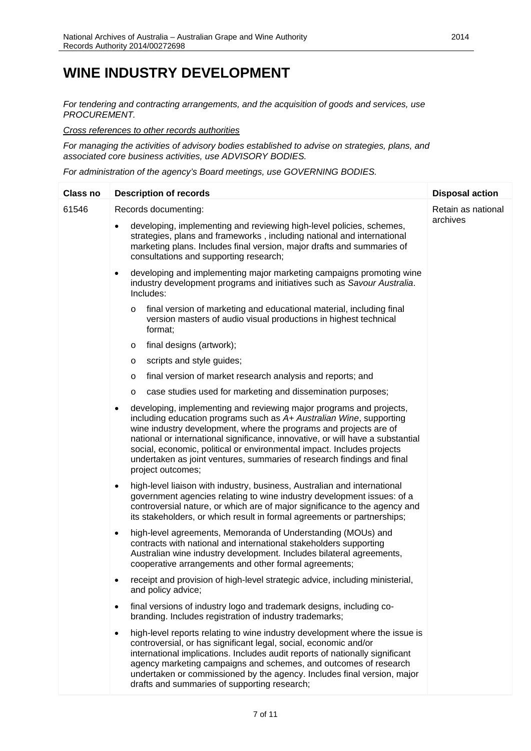# WINE INDUSTRY DEVELOPMENT

*For tendering and contracting arrangements, and the acquisition of goods and services, use PROCUREMENT.*

*Cross references to other records authorities*

*For managing the activities of advisory bodies established to advise on strategies, plans, and associated core business activities, use ADVISORY BODIES.*

*For administration of the agency's Board meetings, use GOVERNING BODIES.*

| Class no | Description of records | Disposal action |
|---|---|---|
| 61546 | Records documenting:<br>• developing, implementing and reviewing high-level policies, schemes, strategies, plans and frameworks , including national and international marketing plans. Includes final version, major drafts and summaries of consultations and supporting research;<br>• developing and implementing major marketing campaigns promoting wine industry development programs and initiatives such as *Savour Australia*. Includes:<br>  o final version of marketing and educational material, including final version masters of audio visual productions in highest technical format;<br>  o final designs (artwork);<br>  o scripts and style guides;<br>  o final version of market research analysis and reports; and<br>  o case studies used for marketing and dissemination purposes;<br>• developing, implementing and reviewing major programs and projects, including education programs such as *A+ Australian Wine*, supporting wine industry development, where the programs and projects are of national or international significance, innovative, or will have a substantial social, economic, political or environmental impact. Includes projects undertaken as joint ventures, summaries of research findings and final project outcomes;<br>• high-level liaison with industry, business, Australian and international government agencies relating to wine industry development issues: of a controversial nature, or which are of major significance to the agency and its stakeholders, or which result in formal agreements or partnerships;<br>• high-level agreements, Memoranda of Understanding (MOUs) and contracts with national and international stakeholders supporting Australian wine industry development. Includes bilateral agreements, cooperative arrangements and other formal agreements;<br>• receipt and provision of high-level strategic advice, including ministerial, and policy advice;<br>• final versions of industry logo and trademark designs, including co-branding. Includes registration of industry trademarks;<br>• high-level reports relating to wine industry development where the issue is controversial, or has significant legal, social, economic and/or international implications. Includes audit reports of nationally significant agency marketing campaigns and schemes, and outcomes of research undertaken or commissioned by the agency. Includes final version, major drafts and summaries of supporting research; | Retain as national archives |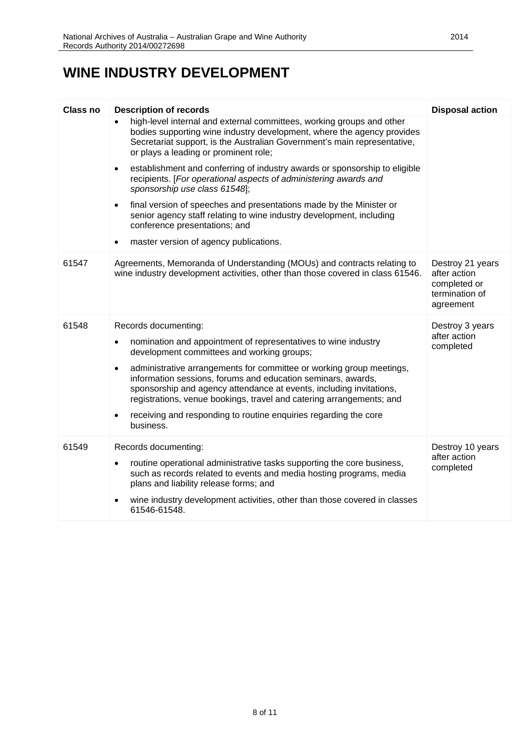# WINE INDUSTRY DEVELOPMENT

| Class no | Description of records | Disposal action |
|---|---|---|
| | • high-level internal and external committees, working groups and other bodies supporting wine industry development, where the agency provides Secretariat support, is the Australian Government's main representative, or plays a leading or prominent role;<br><br>• establishment and conferring of industry awards or sponsorship to eligible recipients. [*For operational aspects of administering awards and sponsorship use class 61548*];<br><br>• final version of speeches and presentations made by the Minister or senior agency staff relating to wine industry development, including conference presentations; and<br><br>• master version of agency publications. | |
| 61547 | Agreements, Memoranda of Understanding (MOUs) and contracts relating to wine industry development activities, other than those covered in class 61546. | Destroy 21 years after action completed or termination of agreement |
| 61548 | Records documenting:<br><br>• nomination and appointment of representatives to wine industry development committees and working groups;<br><br>• administrative arrangements for committee or working group meetings, information sessions, forums and education seminars, awards, sponsorship and agency attendance at events, including invitations, registrations, venue bookings, travel and catering arrangements; and<br><br>• receiving and responding to routine enquiries regarding the core business. | Destroy 3 years after action completed |
| 61549 | Records documenting:<br><br>• routine operational administrative tasks supporting the core business, such as records related to events and media hosting programs, media plans and liability release forms; and<br><br>• wine industry development activities, other than those covered in classes 61546-61548. | Destroy 10 years after action completed |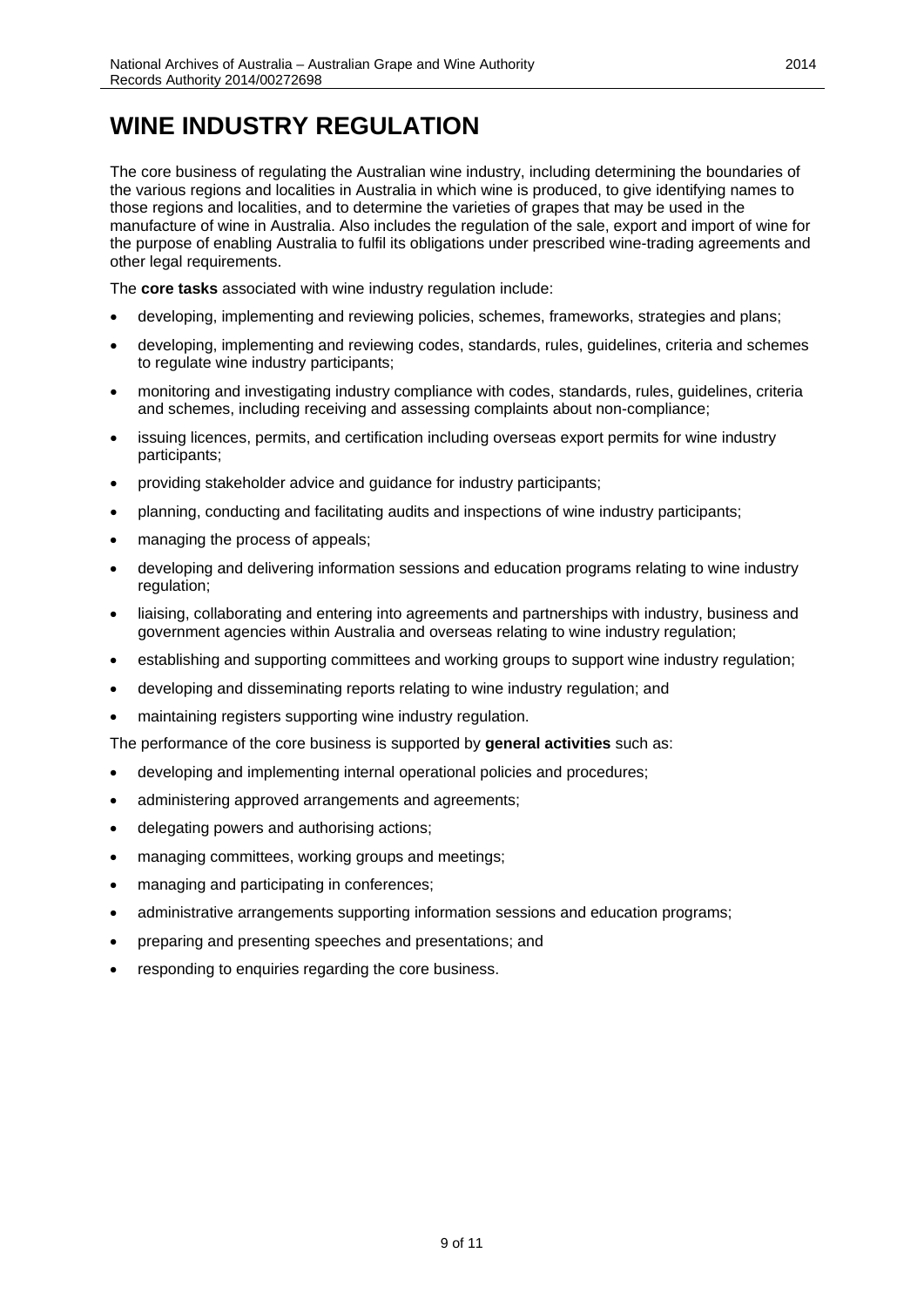# WINE INDUSTRY REGULATION

The core business of regulating the Australian wine industry, including determining the boundaries of the various regions and localities in Australia in which wine is produced, to give identifying names to those regions and localities, and to determine the varieties of grapes that may be used in the manufacture of wine in Australia. Also includes the regulation of the sale, export and import of wine for the purpose of enabling Australia to fulfil its obligations under prescribed wine-trading agreements and other legal requirements.

The **core tasks** associated with wine industry regulation include:

- developing, implementing and reviewing policies, schemes, frameworks, strategies and plans;
- developing, implementing and reviewing codes, standards, rules, guidelines, criteria and schemes to regulate wine industry participants;
- monitoring and investigating industry compliance with codes, standards, rules, guidelines, criteria and schemes, including receiving and assessing complaints about non-compliance;
- issuing licences, permits, and certification including overseas export permits for wine industry participants;
- providing stakeholder advice and guidance for industry participants;
- planning, conducting and facilitating audits and inspections of wine industry participants;
- managing the process of appeals;
- developing and delivering information sessions and education programs relating to wine industry regulation;
- liaising, collaborating and entering into agreements and partnerships with industry, business and government agencies within Australia and overseas relating to wine industry regulation;
- establishing and supporting committees and working groups to support wine industry regulation;
- developing and disseminating reports relating to wine industry regulation; and
- maintaining registers supporting wine industry regulation.

The performance of the core business is supported by **general activities** such as:

- developing and implementing internal operational policies and procedures;
- administering approved arrangements and agreements;
- delegating powers and authorising actions;
- managing committees, working groups and meetings;
- managing and participating in conferences;
- administrative arrangements supporting information sessions and education programs;
- preparing and presenting speeches and presentations; and
- responding to enquiries regarding the core business.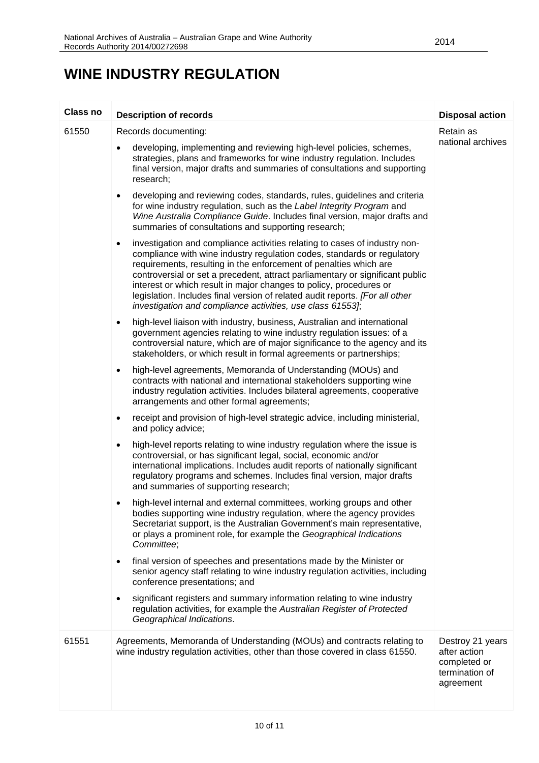# WINE INDUSTRY REGULATION

| Class no | Description of records | Disposal action |
|---|---|---|
| 61550 | Records documenting:<br>• developing, implementing and reviewing high-level policies, schemes, strategies, plans and frameworks for wine industry regulation. Includes final version, major drafts and summaries of consultations and supporting research;<br>• developing and reviewing codes, standards, rules, guidelines and criteria for wine industry regulation, such as the *Label Integrity Program* and *Wine Australia Compliance Guide*. Includes final version, major drafts and summaries of consultations and supporting research;<br>• investigation and compliance activities relating to cases of industry non-compliance with wine industry regulation codes, standards or regulatory requirements, resulting in the enforcement of penalties which are controversial or set a precedent, attract parliamentary or significant public interest or which result in major changes to policy, procedures or legislation. Includes final version of related audit reports. *[For all other investigation and compliance activities, use class 61553]*;<br>• high-level liaison with industry, business, Australian and international government agencies relating to wine industry regulation issues: of a controversial nature, which are of major significance to the agency and its stakeholders, or which result in formal agreements or partnerships;<br>• high-level agreements, Memoranda of Understanding (MOUs) and contracts with national and international stakeholders supporting wine industry regulation activities. Includes bilateral agreements, cooperative arrangements and other formal agreements;<br>• receipt and provision of high-level strategic advice, including ministerial, and policy advice;<br>• high-level reports relating to wine industry regulation where the issue is controversial, or has significant legal, social, economic and/or international implications. Includes audit reports of nationally significant regulatory programs and schemes. Includes final version, major drafts and summaries of supporting research;<br>• high-level internal and external committees, working groups and other bodies supporting wine industry regulation, where the agency provides Secretariat support, is the Australian Government's main representative, or plays a prominent role, for example the *Geographical Indications Committee*;<br>• final version of speeches and presentations made by the Minister or senior agency staff relating to wine industry regulation activities, including conference presentations; and<br>• significant registers and summary information relating to wine industry regulation activities, for example the *Australian Register of Protected Geographical Indications*. | Retain as national archives |
| 61551 | Agreements, Memoranda of Understanding (MOUs) and contracts relating to wine industry regulation activities, other than those covered in class 61550. | Destroy 21 years after action completed or termination of agreement |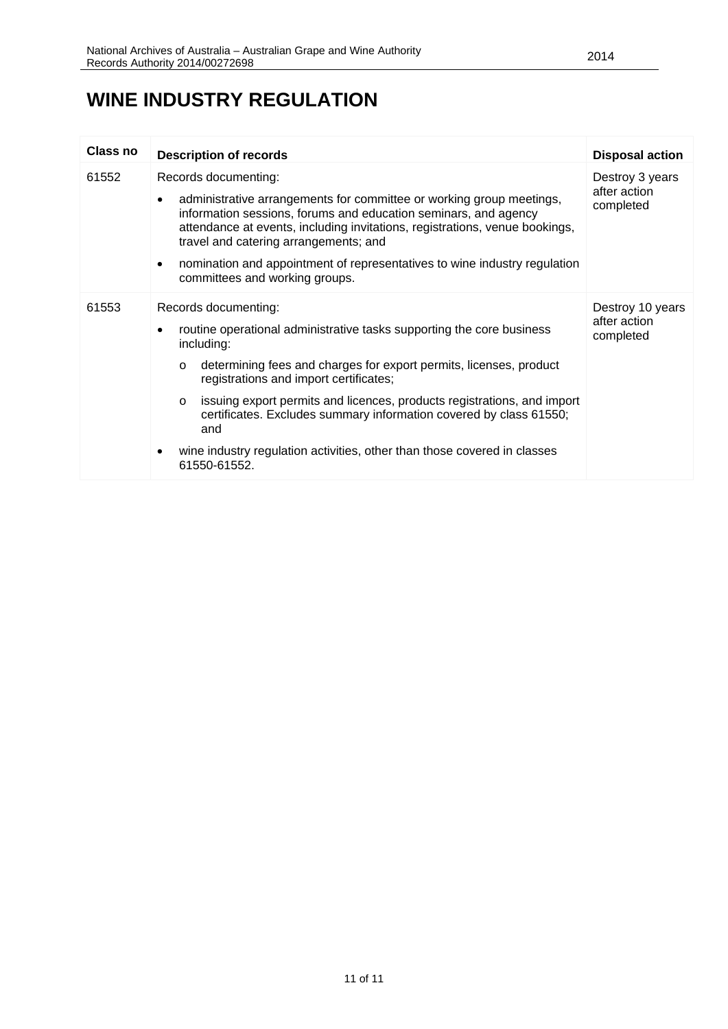# WINE INDUSTRY REGULATION

| Class no | Description of records | Disposal action |
|---|---|---|
| 61552 | Records documenting:<br>• administrative arrangements for committee or working group meetings, information sessions, forums and education seminars, and agency attendance at events, including invitations, registrations, venue bookings, travel and catering arrangements; and<br>• nomination and appointment of representatives to wine industry regulation committees and working groups. | Destroy 3 years after action completed |
| 61553 | Records documenting:<br>• routine operational administrative tasks supporting the core business including:<br>  o determining fees and charges for export permits, licenses, product registrations and import certificates;<br>  o issuing export permits and licences, products registrations, and import certificates. Excludes summary information covered by class 61550; and<br>• wine industry regulation activities, other than those covered in classes 61550-61552. | Destroy 10 years after action completed |